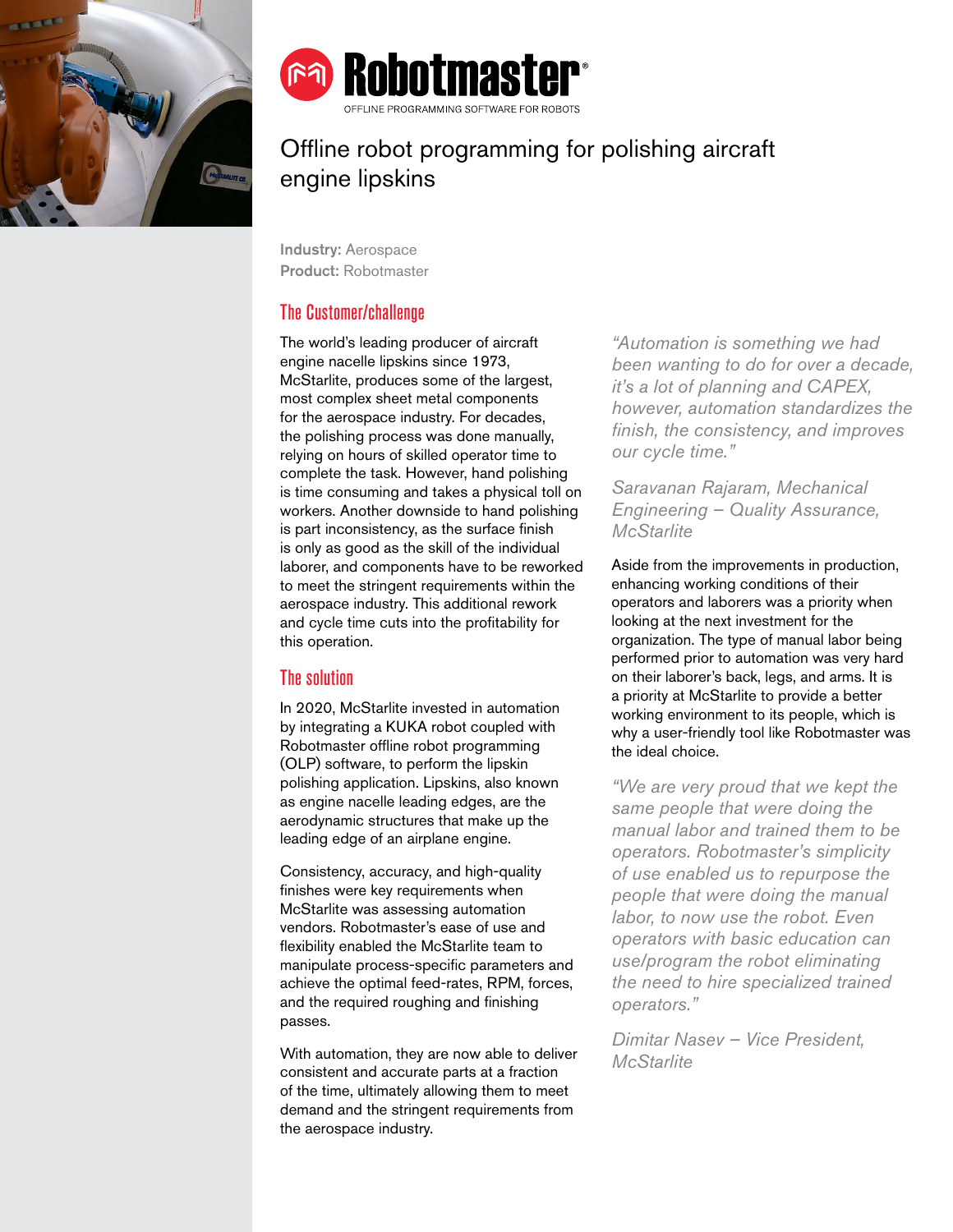# Robotmaster®

OFFLINE PROGRAMMING SOFTWARE FOR ROBOTS

# Offline robot programming for polishing aircraft engine lipskins

**Industry:** Aerospace
**Product:** Robotmaster

## The Customer/challenge

The world's leading producer of aircraft engine nacelle lipskins since 1973, McStarlite, produces some of the largest, most complex sheet metal components for the aerospace industry. For decades, the polishing process was done manually, relying on hours of skilled operator time to complete the task. However, hand polishing is time consuming and takes a physical toll on workers. Another downside to hand polishing is part inconsistency, as the surface finish is only as good as the skill of the individual laborer, and components have to be reworked to meet the stringent requirements within the aerospace industry. This additional rework and cycle time cuts into the profitability for this operation.

## The solution

In 2020, McStarlite invested in automation by integrating a KUKA robot coupled with Robotmaster offline robot programming (OLP) software, to perform the lipskin polishing application. Lipskins, also known as engine nacelle leading edges, are the aerodynamic structures that make up the leading edge of an airplane engine.

Consistency, accuracy, and high-quality finishes were key requirements when McStarlite was assessing automation vendors. Robotmaster's ease of use and flexibility enabled the McStarlite team to manipulate process-specific parameters and achieve the optimal feed-rates, RPM, forces, and the required roughing and finishing passes.

With automation, they are now able to deliver consistent and accurate parts at a fraction of the time, ultimately allowing them to meet demand and the stringent requirements from the aerospace industry.

*"Automation is something we had been wanting to do for over a decade, it's a lot of planning and CAPEX, however, automation standardizes the finish, the consistency, and improves our cycle time."*

*Saravanan Rajaram, Mechanical Engineering – Quality Assurance, McStarlite*

Aside from the improvements in production, enhancing working conditions of their operators and laborers was a priority when looking at the next investment for the organization. The type of manual labor being performed prior to automation was very hard on their laborer's back, legs, and arms. It is a priority at McStarlite to provide a better working environment to its people, which is why a user-friendly tool like Robotmaster was the ideal choice.

*"We are very proud that we kept the same people that were doing the manual labor and trained them to be operators. Robotmaster's simplicity of use enabled us to repurpose the people that were doing the manual labor, to now use the robot. Even operators with basic education can use/program the robot eliminating the need to hire specialized trained operators."*

*Dimitar Nasev – Vice President, McStarlite*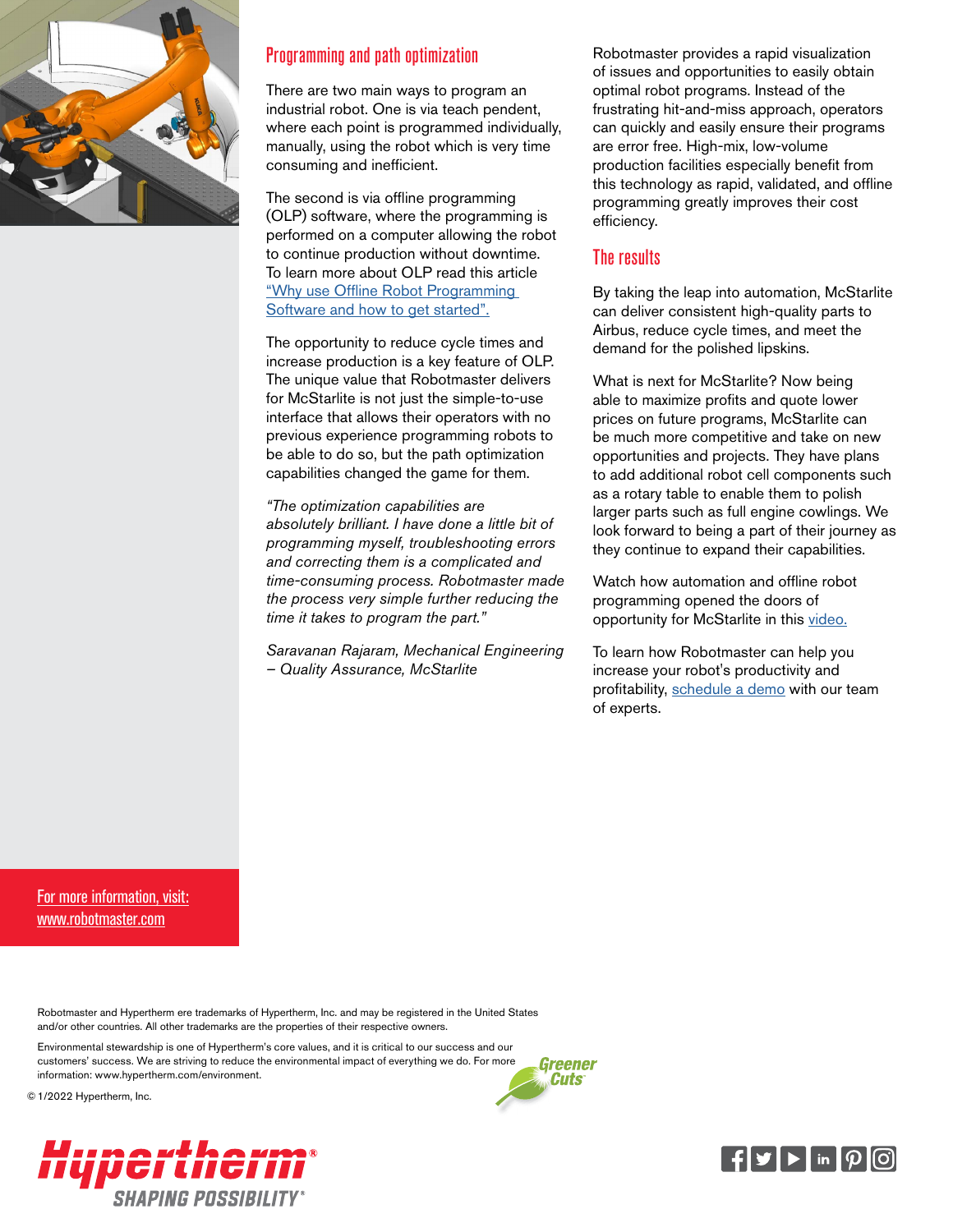## Programming and path optimization

There are two main ways to program an industrial robot. One is via teach pendent, where each point is programmed individually, manually, using the robot which is very time consuming and inefficient.

The second is via offline programming (OLP) software, where the programming is performed on a computer allowing the robot to continue production without downtime. To learn more about OLP read this article [“Why use Offline Robot Programming Software and how to get started”.]()

The opportunity to reduce cycle times and increase production is a key feature of OLP. The unique value that Robotmaster delivers for McStarlite is not just the simple-to-use interface that allows their operators with no previous experience programming robots to be able to do so, but the path optimization capabilities changed the game for them.

*“The optimization capabilities are absolutely brilliant. I have done a little bit of programming myself, troubleshooting errors and correcting them is a complicated and time-consuming process. Robotmaster made the process very simple further reducing the time it takes to program the part.”*

*Saravanan Rajaram, Mechanical Engineering – Quality Assurance, McStarlite*

Robotmaster provides a rapid visualization of issues and opportunities to easily obtain optimal robot programs. Instead of the frustrating hit-and-miss approach, operators can quickly and easily ensure their programs are error free. High-mix, low-volume production facilities especially benefit from this technology as rapid, validated, and offline programming greatly improves their cost efficiency.

## The results

By taking the leap into automation, McStarlite can deliver consistent high-quality parts to Airbus, reduce cycle times, and meet the demand for the polished lipskins.

What is next for McStarlite? Now being able to maximize profits and quote lower prices on future programs, McStarlite can be much more competitive and take on new opportunities and projects. They have plans to add additional robot cell components such as a rotary table to enable them to polish larger parts such as full engine cowlings. We look forward to being a part of their journey as they continue to expand their capabilities.

Watch how automation and offline robot programming opened the doors of opportunity for McStarlite in this video.

To learn how Robotmaster can help you increase your robot's productivity and profitability, schedule a demo with our team of experts.

For more information, visit:
www.robotmaster.com

Robotmaster and Hypertherm ere trademarks of Hypertherm, Inc. and may be registered in the United States and/or other countries. All other trademarks are the properties of their respective owners.

Environmental stewardship is one of Hypertherm's core values, and it is critical to our success and our customers' success. We are striving to reduce the environmental impact of everything we do. For more information: www.hypertherm.com/environment.

Greener Cuts

© 1/2022 Hypertherm, Inc.

Hypertherm®
SHAPING POSSIBILITY®